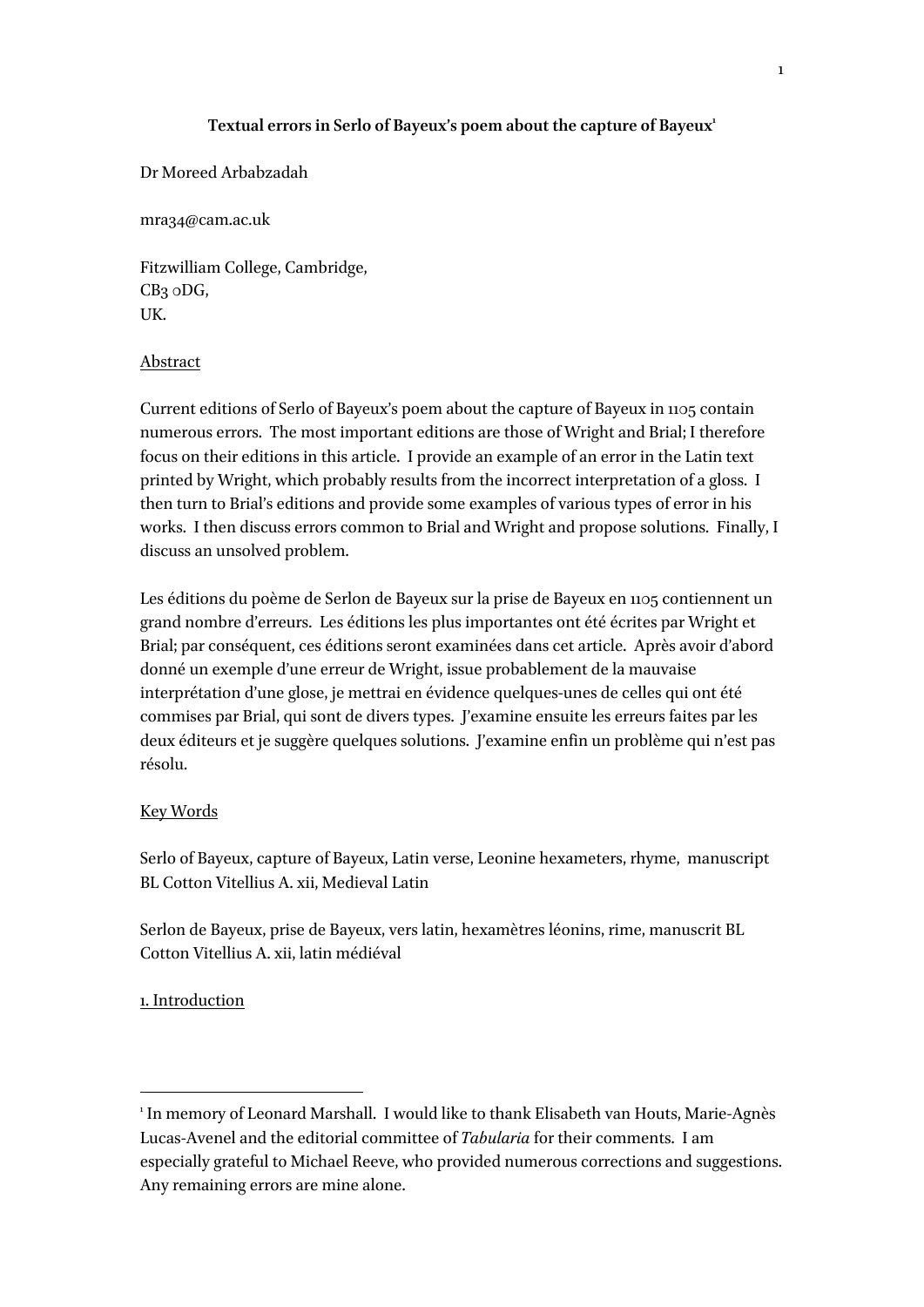**Textual errors in Serlo of Bayeux's poem about the capture of Bayeux**[1]

Dr Moreed Arbabzadah

mra34@cam.ac.uk

Fitzwilliam College, Cambridge,
CB3 0DG,
UK.

Abstract

Current editions of Serlo of Bayeux's poem about the capture of Bayeux in 1105 contain numerous errors. The most important editions are those of Wright and Brial; I therefore focus on their editions in this article. I provide an example of an error in the Latin text printed by Wright, which probably results from the incorrect interpretation of a gloss. I then turn to Brial's editions and provide some examples of various types of error in his works. I then discuss errors common to Brial and Wright and propose solutions. Finally, I discuss an unsolved problem.

Les éditions du poème de Serlon de Bayeux sur la prise de Bayeux en 1105 contiennent un grand nombre d'erreurs. Les éditions les plus importantes ont été écrites par Wright et Brial; par conséquent, ces éditions seront examinées dans cet article. Après avoir d'abord donné un exemple d'une erreur de Wright, issue probablement de la mauvaise interprétation d'une glose, je mettrai en évidence quelques-unes de celles qui ont été commises par Brial, qui sont de divers types. J'examine ensuite les erreurs faites par les deux éditeurs et je suggère quelques solutions. J'examine enfin un problème qui n'est pas résolu.

Key Words

Serlo of Bayeux, capture of Bayeux, Latin verse, Leonine hexameters, rhyme, manuscript BL Cotton Vitellius A. xii, Medieval Latin

Serlon de Bayeux, prise de Bayeux, vers latin, hexamètres léonins, rime, manuscrit BL Cotton Vitellius A. xii, latin médiéval

1. Introduction

---

[1] In memory of Leonard Marshall. I would like to thank Elisabeth van Houts, Marie-Agnès Lucas-Avenel and the editorial committee of *Tabularia* for their comments. I am especially grateful to Michael Reeve, who provided numerous corrections and suggestions. Any remaining errors are mine alone.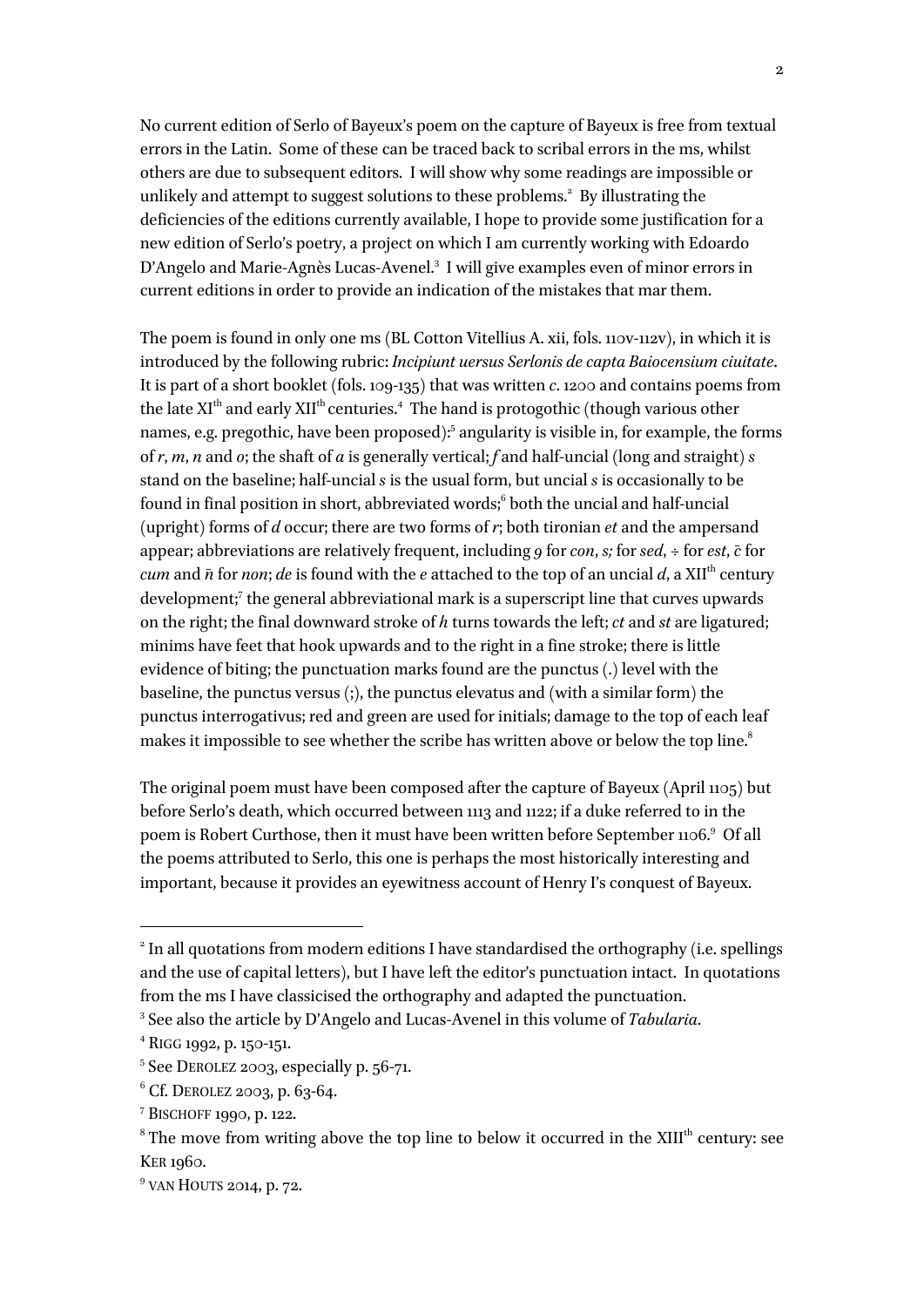No current edition of Serlo of Bayeux's poem on the capture of Bayeux is free from textual errors in the Latin. Some of these can be traced back to scribal errors in the ms, whilst others are due to subsequent editors. I will show why some readings are impossible or unlikely and attempt to suggest solutions to these problems.[2] By illustrating the deficiencies of the editions currently available, I hope to provide some justification for a new edition of Serlo's poetry, a project on which I am currently working with Edoardo D'Angelo and Marie-Agnès Lucas-Avenel.[3] I will give examples even of minor errors in current editions in order to provide an indication of the mistakes that mar them.

The poem is found in only one ms (BL Cotton Vitellius A. xii, fols. 110v-112v), in which it is introduced by the following rubric: *Incipiunt uersus Serlonis de capta Baiocensium ciuitate*. It is part of a short booklet (fols. 109-135) that was written *c.* 1200 and contains poems from the late XI[th] and early XII[th] centuries.[4] The hand is protogothic (though various other names, e.g. pregothic, have been proposed):[5] angularity is visible in, for example, the forms of *r*, *m*, *n* and *o*; the shaft of *a* is generally vertical; *f* and half-uncial (long and straight) *s* stand on the baseline; half-uncial *s* is the usual form, but uncial *s* is occasionally to be found in final position in short, abbreviated words;[6] both the uncial and half-uncial (upright) forms of *d* occur; there are two forms of *r*; both tironian *et* and the ampersand appear; abbreviations are relatively frequent, including *9* for *con*, *s;* for *sed*, ÷ for *est*, *c̄* for *cum* and *n̄* for *non*; *de* is found with the *e* attached to the top of an uncial *d*, a XII[th] century development;[7] the general abbreviational mark is a superscript line that curves upwards on the right; the final downward stroke of *h* turns towards the left; *ct* and *st* are ligatured; minims have feet that hook upwards and to the right in a fine stroke; there is little evidence of biting; the punctuation marks found are the punctus (.) level with the baseline, the punctus versus (;), the punctus elevatus and (with a similar form) the punctus interrogativus; red and green are used for initials; damage to the top of each leaf makes it impossible to see whether the scribe has written above or below the top line.[8]

The original poem must have been composed after the capture of Bayeux (April 1105) but before Serlo's death, which occurred between 1113 and 1122; if a duke referred to in the poem is Robert Curthose, then it must have been written before September 1106.[9] Of all the poems attributed to Serlo, this one is perhaps the most historically interesting and important, because it provides an eyewitness account of Henry I's conquest of Bayeux.

---

[2] In all quotations from modern editions I have standardised the orthography (i.e. spellings and the use of capital letters), but I have left the editor's punctuation intact. In quotations from the ms I have classicised the orthography and adapted the punctuation.

[3] See also the article by D'Angelo and Lucas-Avenel in this volume of *Tabularia*.

[4] RIGG 1992, p. 150-151.

[5] See DEROLEZ 2003, especially p. 56-71.

[6] Cf. DEROLEZ 2003, p. 63-64.

[7] BISCHOFF 1990, p. 122.

[8] The move from writing above the top line to below it occurred in the XIII[th] century: see KER 1960.

[9] VAN HOUTS 2014, p. 72.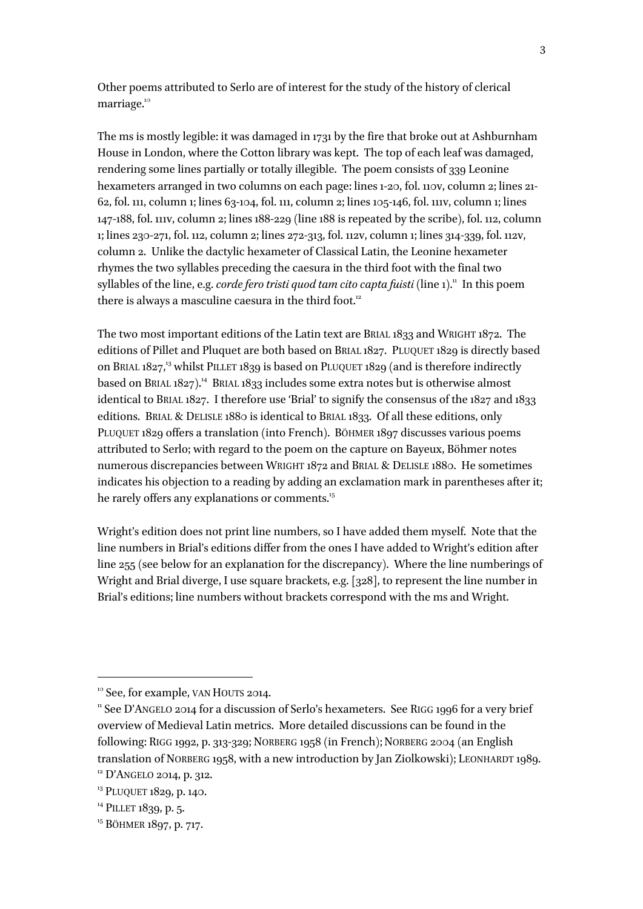Other poems attributed to Serlo are of interest for the study of the history of clerical marriage.[10]

The ms is mostly legible: it was damaged in 1731 by the fire that broke out at Ashburnham House in London, where the Cotton library was kept. The top of each leaf was damaged, rendering some lines partially or totally illegible. The poem consists of 339 Leonine hexameters arranged in two columns on each page: lines 1-20, fol. 110v, column 2; lines 21-62, fol. 111, column 1; lines 63-104, fol. 111, column 2; lines 105-146, fol. 111v, column 1; lines 147-188, fol. 111v, column 2; lines 188-229 (line 188 is repeated by the scribe), fol. 112, column 1; lines 230-271, fol. 112, column 2; lines 272-313, fol. 112v, column 1; lines 314-339, fol. 112v, column 2. Unlike the dactylic hexameter of Classical Latin, the Leonine hexameter rhymes the two syllables preceding the caesura in the third foot with the final two syllables of the line, e.g. *corde fero tristi quod tam cito capta fuisti* (line 1).[11] In this poem there is always a masculine caesura in the third foot.[12]

The two most important editions of the Latin text are BRIAL 1833 and WRIGHT 1872. The editions of Pillet and Pluquet are both based on BRIAL 1827. PLUQUET 1829 is directly based on BRIAL 1827,[13] whilst PILLET 1839 is based on PLUQUET 1829 (and is therefore indirectly based on BRIAL 1827).[14] BRIAL 1833 includes some extra notes but is otherwise almost identical to BRIAL 1827. I therefore use 'Brial' to signify the consensus of the 1827 and 1833 editions. BRIAL & DELISLE 1880 is identical to BRIAL 1833. Of all these editions, only PLUQUET 1829 offers a translation (into French). BÖHMER 1897 discusses various poems attributed to Serlo; with regard to the poem on the capture on Bayeux, Böhmer notes numerous discrepancies between WRIGHT 1872 and BRIAL & DELISLE 1880. He sometimes indicates his objection to a reading by adding an exclamation mark in parentheses after it; he rarely offers any explanations or comments.[15]

Wright's edition does not print line numbers, so I have added them myself. Note that the line numbers in Brial's editions differ from the ones I have added to Wright's edition after line 255 (see below for an explanation for the discrepancy). Where the line numberings of Wright and Brial diverge, I use square brackets, e.g. [328], to represent the line number in Brial's editions; line numbers without brackets correspond with the ms and Wright.

---

[10] See, for example, VAN HOUTS 2014.

[11] See D'ANGELO 2014 for a discussion of Serlo's hexameters. See RIGG 1996 for a very brief overview of Medieval Latin metrics. More detailed discussions can be found in the following: RIGG 1992, p. 313-329; NORBERG 1958 (in French); NORBERG 2004 (an English translation of NORBERG 1958, with a new introduction by Jan Ziolkowski); LEONHARDT 1989.

[12] D'ANGELO 2014, p. 312.

[13] PLUQUET 1829, p. 140.

[14] PILLET 1839, p. 5.

[15] BÖHMER 1897, p. 717.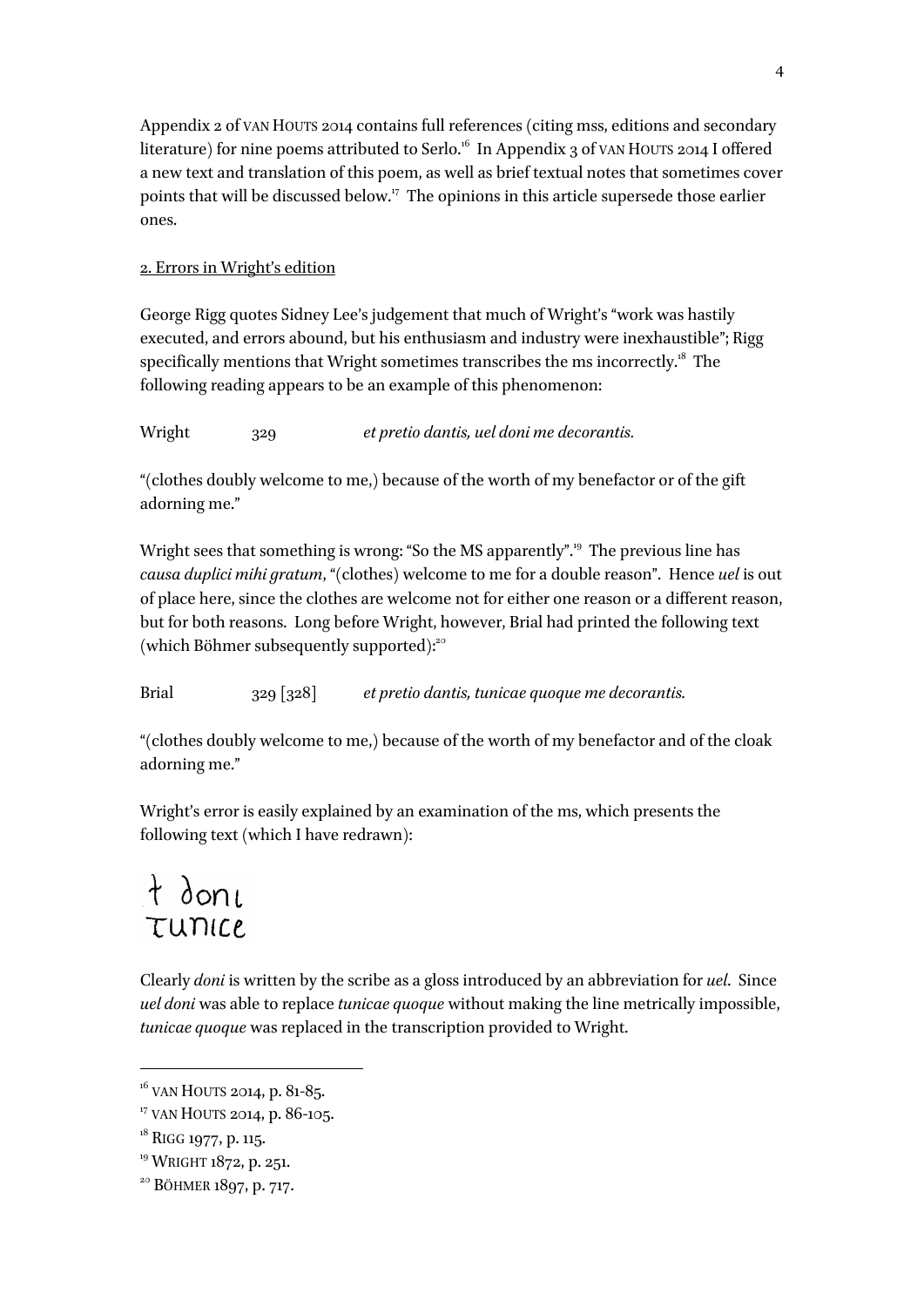Appendix 2 of VAN HOUTS 2014 contains full references (citing mss, editions and secondary literature) for nine poems attributed to Serlo.[16] In Appendix 3 of VAN HOUTS 2014 I offered a new text and translation of this poem, as well as brief textual notes that sometimes cover points that will be discussed below.[17] The opinions in this article supersede those earlier ones.

## 2. Errors in Wright's edition

George Rigg quotes Sidney Lee's judgement that much of Wright's "work was hastily executed, and errors abound, but his enthusiasm and industry were inexhaustible"; Rigg specifically mentions that Wright sometimes transcribes the ms incorrectly.[18] The following reading appears to be an example of this phenomenon:

Wright 329 *et pretio dantis, uel doni me decorantis.*

"(clothes doubly welcome to me,) because of the worth of my benefactor or of the gift adorning me."

Wright sees that something is wrong: "So the MS apparently".[19] The previous line has *causa duplici mihi gratum*, "(clothes) welcome to me for a double reason". Hence *uel* is out of place here, since the clothes are welcome not for either one reason or a different reason, but for both reasons. Long before Wright, however, Brial had printed the following text (which Böhmer subsequently supported):[20]

Brial 329 [328] *et pretio dantis, tunicae quoque me decorantis.*

"(clothes doubly welcome to me,) because of the worth of my benefactor and of the cloak adorning me."

Wright's error is easily explained by an examination of the ms, which presents the following text (which I have redrawn):

ƚ doni
tunice

Clearly *doni* is written by the scribe as a gloss introduced by an abbreviation for *uel*. Since *uel doni* was able to replace *tunicae quoque* without making the line metrically impossible, *tunicae quoque* was replaced in the transcription provided to Wright.

---

[16] VAN HOUTS 2014, p. 81-85.

[17] VAN HOUTS 2014, p. 86-105.

[18] RIGG 1977, p. 115.

[19] WRIGHT 1872, p. 251.

[20] BÖHMER 1897, p. 717.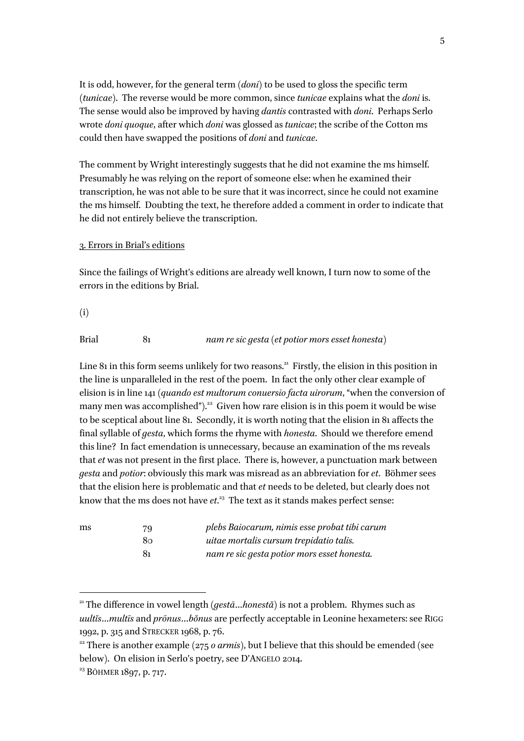It is odd, however, for the general term (*doni*) to be used to gloss the specific term (*tunicae*). The reverse would be more common, since *tunicae* explains what the *doni* is. The sense would also be improved by having *dantis* contrasted with *doni*. Perhaps Serlo wrote *doni quoque*, after which *doni* was glossed as *tunicae*; the scribe of the Cotton ms could then have swapped the positions of *doni* and *tunicae*.

The comment by Wright interestingly suggests that he did not examine the ms himself. Presumably he was relying on the report of someone else: when he examined their transcription, he was not able to be sure that it was incorrect, since he could not examine the ms himself. Doubting the text, he therefore added a comment in order to indicate that he did not entirely believe the transcription.

## 3. Errors in Brial's editions

Since the failings of Wright's editions are already well known, I turn now to some of the errors in the editions by Brial.

(i)

| | | |
|---|---|---|
| Brial | 81 | *nam re sic gesta (et potior mors esset honesta)* |

Line 81 in this form seems unlikely for two reasons.[21] Firstly, the elision in this position in the line is unparalleled in the rest of the poem. In fact the only other clear example of elision is in line 141 (*quando est multorum conuersio facta uirorum*, "when the conversion of many men was accomplished").[22] Given how rare elision is in this poem it would be wise to be sceptical about line 81. Secondly, it is worth noting that the elision in 81 affects the final syllable of *gesta*, which forms the rhyme with *honesta*. Should we therefore emend this line? In fact emendation is unnecessary, because an examination of the ms reveals that *et* was not present in the first place. There is, however, a punctuation mark between *gesta* and *potior*: obviously this mark was misread as an abbreviation for *et*. Böhmer sees that the elision here is problematic and that *et* needs to be deleted, but clearly does not know that the ms does not have *et*.[23] The text as it stands makes perfect sense:

| | | |
|---|---|---|
| ms | 79 | *plebs Baiocarum, nimis esse probat tibi carum* |
| | 80 | *uitae mortalis cursum trepidatio talis.* |
| | 81 | *nam re sic gesta potior mors esset honesta.* |

---

[21] The difference in vowel length (*gestā*...*honestă*) is not a problem. Rhymes such as *uultĭs*...*multīs* and *prōnus*...*bŏnus* are perfectly acceptable in Leonine hexameters: see RIGG 1992, p. 315 and STRECKER 1968, p. 76.

[22] There is another example (275 *o armis*), but I believe that this should be emended (see below). On elision in Serlo's poetry, see D'ANGELO 2014.

[23] BÖHMER 1897, p. 717.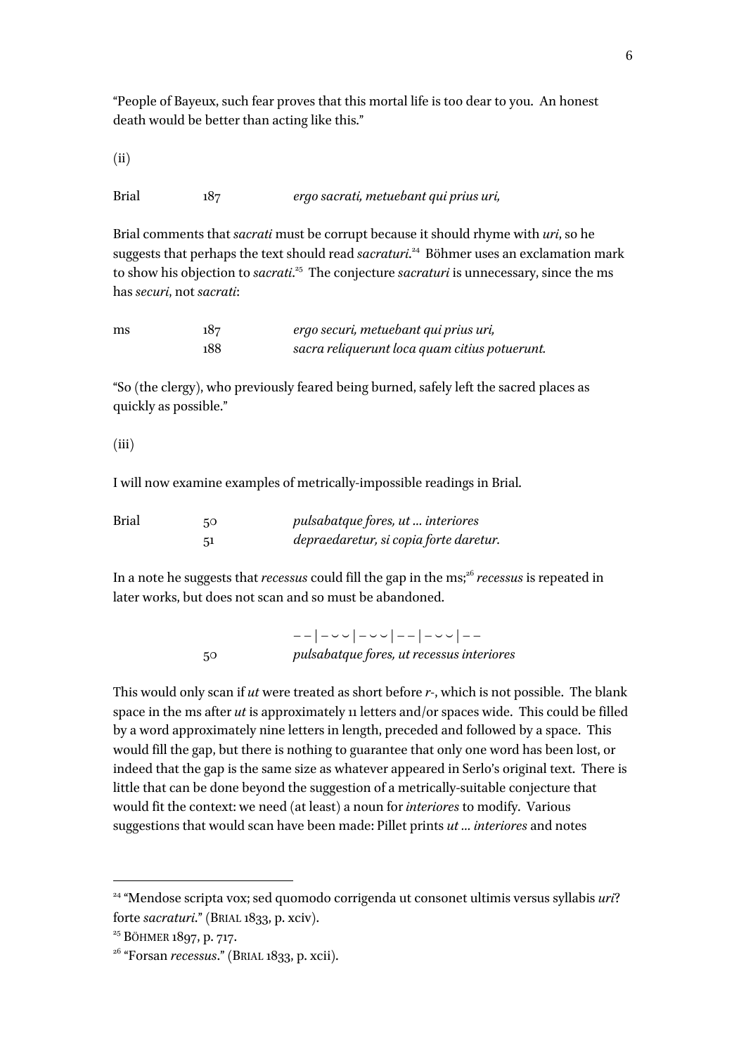"People of Bayeux, such fear proves that this mortal life is too dear to you. An honest death would be better than acting like this."

(ii)

| | | |
|---|---|---|
| Brial | 187 | *ergo sacrati, metuebant qui prius uri,* |

Brial comments that *sacrati* must be corrupt because it should rhyme with *uri*, so he suggests that perhaps the text should read *sacraturi*.[24] Böhmer uses an exclamation mark to show his objection to *sacrati*.[25] The conjecture *sacraturi* is unnecessary, since the ms has *securi*, not *sacrati*:

| | | |
|---|---|---|
| ms | 187 | *ergo securi, metuebant qui prius uri,* |
| | 188 | *sacra reliquerunt loca quam citius potuerunt.* |

"So (the clergy), who previously feared being burned, safely left the sacred places as quickly as possible."

(iii)

I will now examine examples of metrically-impossible readings in Brial.

| | | |
|---|---|---|
| Brial | 50 | *pulsabatque fores, ut … interiores* |
| | 51 | *depraedaretur, si copia forte daretur.* |

In a note he suggests that *recessus* could fill the gap in the ms;[26] *recessus* is repeated in later works, but does not scan and so must be abandoned.

| | |
|---|---|
| | – – \| – ⏑ ⏑ \| – ⏑ ⏑ \| – – \| – ⏑ ⏑ \| – – |
| 50 | *pulsabatque fores, ut recessus interiores* |

This would only scan if *ut* were treated as short before *r-*, which is not possible. The blank space in the ms after *ut* is approximately 11 letters and/or spaces wide. This could be filled by a word approximately nine letters in length, preceded and followed by a space. This would fill the gap, but there is nothing to guarantee that only one word has been lost, or indeed that the gap is the same size as whatever appeared in Serlo's original text. There is little that can be done beyond the suggestion of a metrically-suitable conjecture that would fit the context: we need (at least) a noun for *interiores* to modify. Various suggestions that would scan have been made: Pillet prints *ut … interiores* and notes

---

[24] "Mendose scripta vox; sed quomodo corrigenda ut consonet ultimis versus syllabis *uri*? forte *sacraturi*." (BRIAL 1833, p. xciv).

[25] BÖHMER 1897, p. 717.

[26] "Forsan *recessus*." (BRIAL 1833, p. xcii).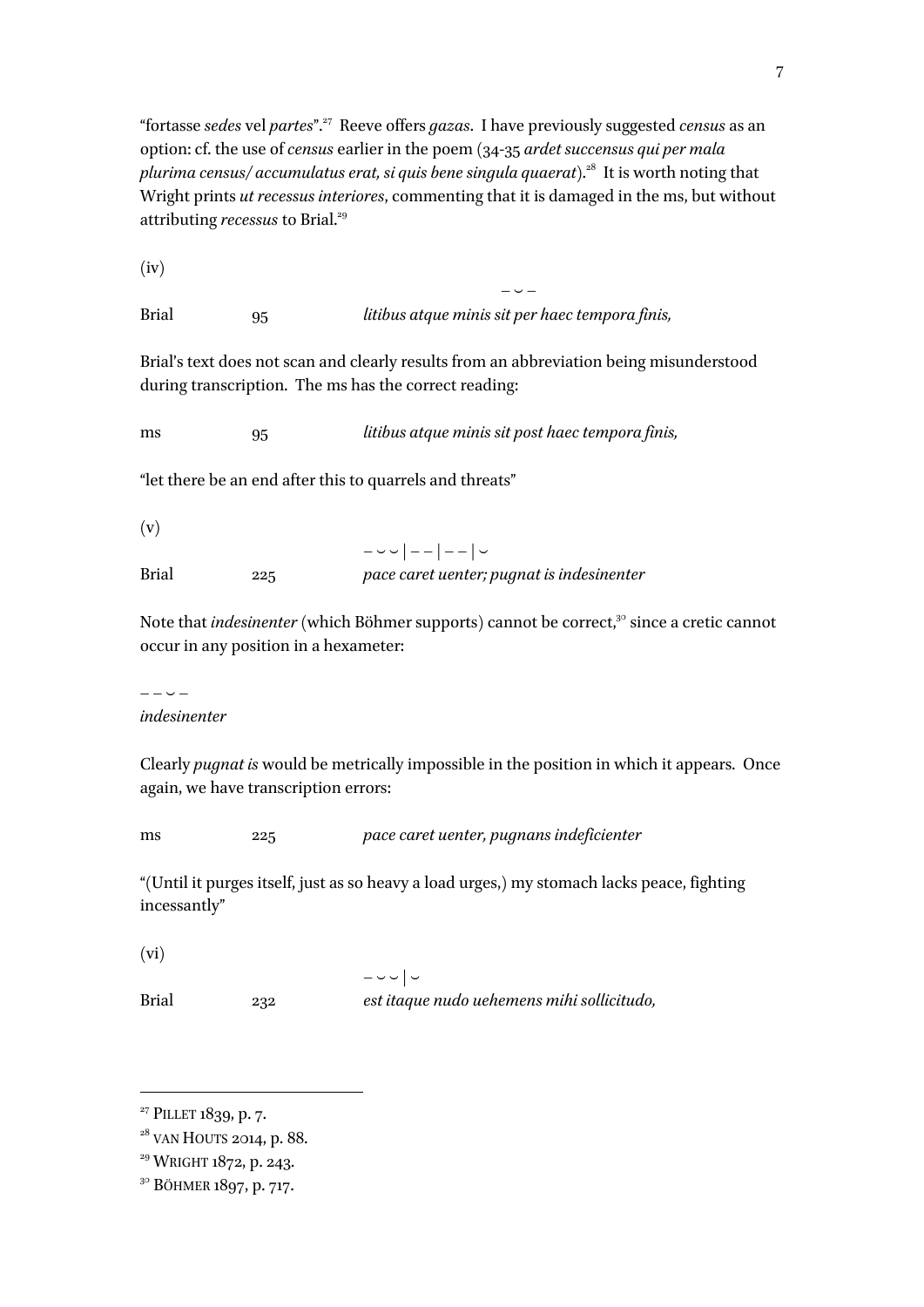"fortasse *sedes* vel *partes*".[27] Reeve offers *gazas*. I have previously suggested *census* as an option: cf. the use of *census* earlier in the poem (34-35 *ardet succensus qui per mala plurima census/ accumulatus erat, si quis bene singula quaerat*).[28] It is worth noting that Wright prints *ut recessus interiores*, commenting that it is damaged in the ms, but without attributing *recessus* to Brial.[29]

(iv)

| | | – ᴗ – |
|---|---|---|
| Brial | 95 | *litibus atque minis sit per haec tempora finis,* |

Brial's text does not scan and clearly results from an abbreviation being misunderstood during transcription. The ms has the correct reading:

| | | |
|---|---|---|
| ms | 95 | *litibus atque minis sit post haec tempora finis,* |

"let there be an end after this to quarrels and threats"

(v)

| | | – ᴗ ᴗ \| – – \| – – \| ᴗ |
|---|---|---|
| Brial | 225 | *pace caret uenter; pugnat is indesinenter* |

Note that *indesinenter* (which Böhmer supports) cannot be correct,[30] since a cretic cannot occur in any position in a hexameter:

– – ᴗ –
*indesinenter*

Clearly *pugnat is* would be metrically impossible in the position in which it appears. Once again, we have transcription errors:

| | | |
|---|---|---|
| ms | 225 | *pace caret uenter, pugnans indeficienter* |

"(Until it purges itself, just as so heavy a load urges,) my stomach lacks peace, fighting incessantly"

(vi)

| | | – ᴗ ᴗ \| ᴗ |
|---|---|---|
| Brial | 232 | *est itaque nudo uehemens mihi sollicitudo,* |

---

[27] Pillet 1839, p. 7.
[28] van Houts 2014, p. 88.
[29] Wright 1872, p. 243.
[30] Böhmer 1897, p. 717.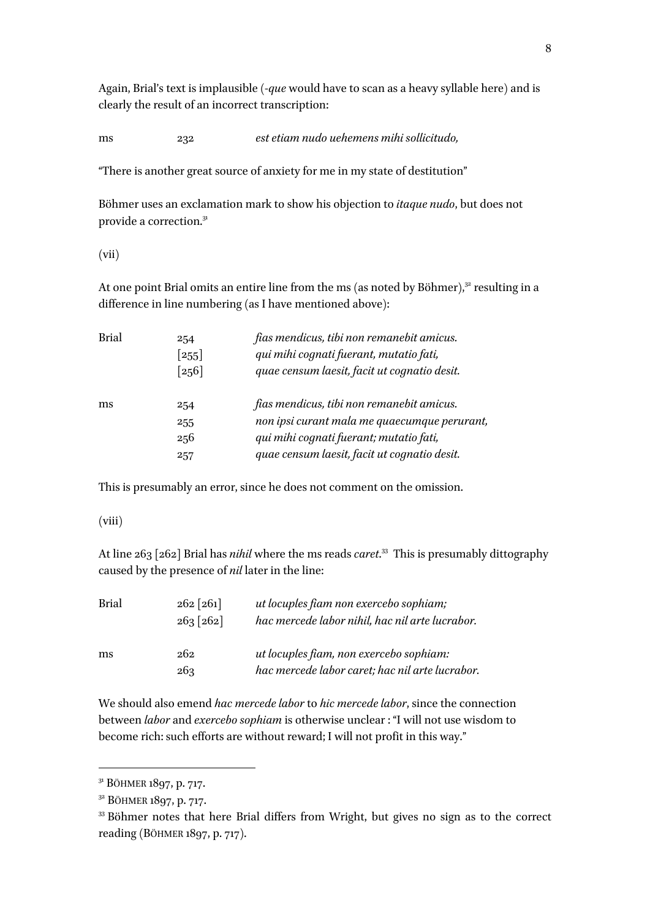Again, Brial's text is implausible (*-que* would have to scan as a heavy syllable here) and is clearly the result of an incorrect transcription:

| | | |
|---|---|---|
| ms | 232 | *est etiam nudo uehemens mihi sollicitudo,* |

"There is another great source of anxiety for me in my state of destitution"

Böhmer uses an exclamation mark to show his objection to *itaque nudo*, but does not provide a correction.[31]

(vii)

At one point Brial omits an entire line from the ms (as noted by Böhmer),[32] resulting in a difference in line numbering (as I have mentioned above):

| | | |
|---|---|---|
| Brial | 254 | *fias mendicus, tibi non remanebit amicus.* |
| | [255] | *qui mihi cognati fuerant, mutatio fati,* |
| | [256] | *quae censum laesit, facit ut cognatio desit.* |
| ms | 254 | *fias mendicus, tibi non remanebit amicus.* |
| | 255 | *non ipsi curant mala me quaecumque perurant,* |
| | 256 | *qui mihi cognati fuerant; mutatio fati,* |
| | 257 | *quae censum laesit, facit ut cognatio desit.* |

This is presumably an error, since he does not comment on the omission.

(viii)

At line 263 [262] Brial has *nihil* where the ms reads *caret*.[33] This is presumably dittography caused by the presence of *nil* later in the line:

| | | |
|---|---|---|
| Brial | 262 [261] | *ut locuples fiam non exercebo sophiam;* |
| | 263 [262] | *hac mercede labor nihil, hac nil arte lucrabor.* |
| ms | 262 | *ut locuples fiam, non exercebo sophiam:* |
| | 263 | *hac mercede labor caret; hac nil arte lucrabor.* |

We should also emend *hac mercede labor* to *hic mercede labor*, since the connection between *labor* and *exercebo sophiam* is otherwise unclear : "I will not use wisdom to become rich: such efforts are without reward; I will not profit in this way."

---

[31] BÖHMER 1897, p. 717.

[32] BÖHMER 1897, p. 717.

[33] Böhmer notes that here Brial differs from Wright, but gives no sign as to the correct reading (BÖHMER 1897, p. 717).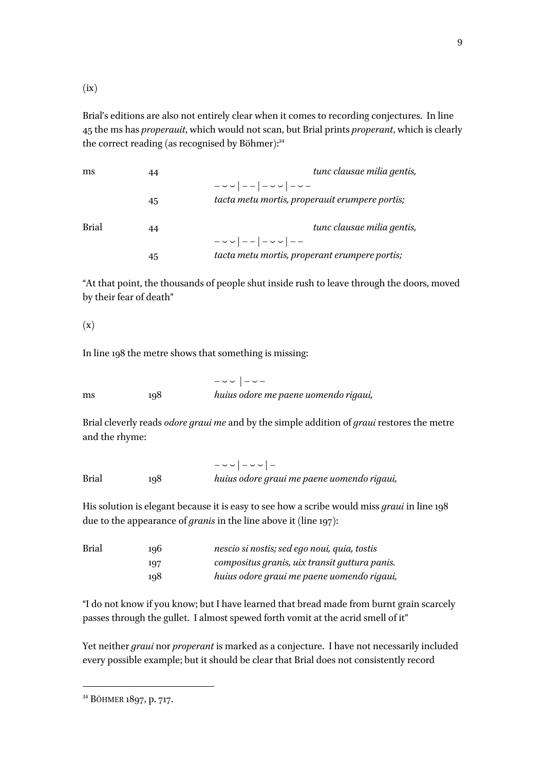(ix)

Brial's editions are also not entirely clear when it comes to recording conjectures. In line 45 the ms has *properauit*, which would not scan, but Brial prints *properant*, which is clearly the correct reading (as recognised by Böhmer):[34]

| | | |
|---|---|---|
| ms | 44 | *tunc clausae milia gentis,* |
| | | – ⏑ ⏑ \| – – \| – ⏑ ⏑ \| – ⏑ – |
| | 45 | *tacta metu mortis, properauit erumpere portis;* |
| Brial | 44 | *tunc clausae milia gentis,* |
| | | – ⏑ ⏑ \| – – \| – ⏑ ⏑ \| – – |
| | 45 | *tacta metu mortis, properant erumpere portis;* |

"At that point, the thousands of people shut inside rush to leave through the doors, moved by their fear of death"

(x)

In line 198 the metre shows that something is missing:

| | | |
|---|---|---|
| | | – ⏑ ⏑ \| – ⏑ – |
| ms | 198 | *huius odore me paene uomendo rigaui,* |

Brial cleverly reads *odore graui me* and by the simple addition of *graui* restores the metre and the rhyme:

| | | |
|---|---|---|
| | | – ⏑ ⏑ \| – ⏑ ⏑ \| – |
| Brial | 198 | *huius odore graui me paene uomendo rigaui,* |

His solution is elegant because it is easy to see how a scribe would miss *graui* in line 198 due to the appearance of *granis* in the line above it (line 197):

| | | |
|---|---|---|
| Brial | 196 | *nescio si nostis; sed ego noui, quia, tostis* |
| | 197 | *compositus granis, uix transit guttura panis.* |
| | 198 | *huius odore graui me paene uomendo rigaui,* |

"I do not know if you know; but I have learned that bread made from burnt grain scarcely passes through the gullet. I almost spewed forth vomit at the acrid smell of it"

Yet neither *graui* nor *properant* is marked as a conjecture. I have not necessarily included every possible example; but it should be clear that Brial does not consistently record

[34] BÖHMER 1897, p. 717.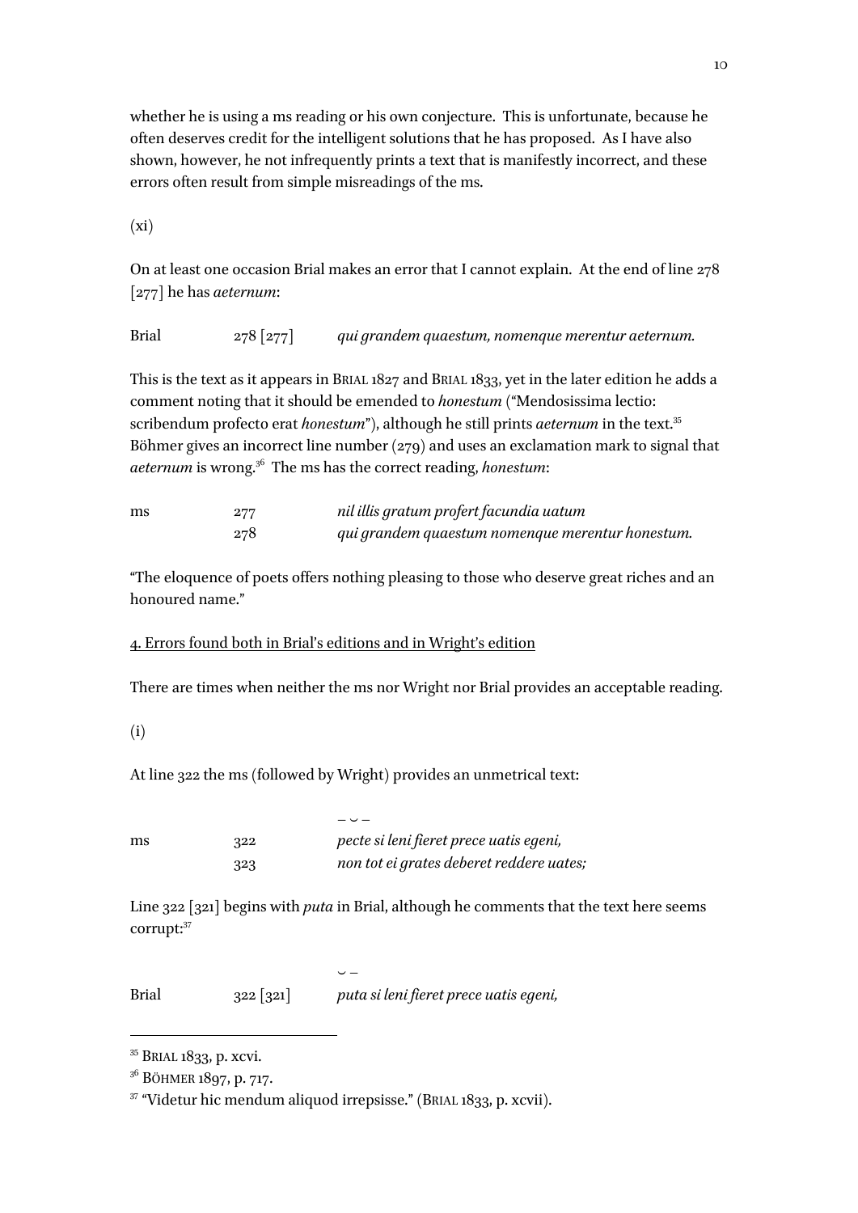whether he is using a ms reading or his own conjecture. This is unfortunate, because he often deserves credit for the intelligent solutions that he has proposed. As I have also shown, however, he not infrequently prints a text that is manifestly incorrect, and these errors often result from simple misreadings of the ms.

(xi)

On at least one occasion Brial makes an error that I cannot explain. At the end of line 278 [277] he has *aeternum*:

| | | |
|---|---|---|
| Brial | 278 [277] | *qui grandem quaestum, nomenque merentur aeternum.* |

This is the text as it appears in BRIAL 1827 and BRIAL 1833, yet in the later edition he adds a comment noting that it should be emended to *honestum* ("Mendosissima lectio: scribendum profecto erat *honestum*"), although he still prints *aeternum* in the text.[35] Böhmer gives an incorrect line number (279) and uses an exclamation mark to signal that *aeternum* is wrong.[36] The ms has the correct reading, *honestum*:

| | | |
|---|---|---|
| ms | 277 | *nil illis gratum profert facundia uatum* |
| | 278 | *qui grandem quaestum nomenque merentur honestum.* |

"The eloquence of poets offers nothing pleasing to those who deserve great riches and an honoured name."

<u>4. Errors found both in Brial's editions and in Wright's edition</u>

There are times when neither the ms nor Wright nor Brial provides an acceptable reading.

(i)

At line 322 the ms (followed by Wright) provides an unmetrical text:

| | | |
|---|---|---|
| | | – ⏑ – |
| ms | 322 | *pecte si leni fieret prece uatis egeni,* |
| | 323 | *non tot ei grates deberet reddere uates;* |

Line 322 [321] begins with *puta* in Brial, although he comments that the text here seems corrupt:[37]

| | | |
|---|---|---|
| | | ⏑ – |
| Brial | 322 [321] | *puta si leni fieret prece uatis egeni,* |

---

[35] BRIAL 1833, p. xcvi.

[36] BÖHMER 1897, p. 717.

[37] "Videtur hic mendum aliquod irrepsisse." (BRIAL 1833, p. xcvii).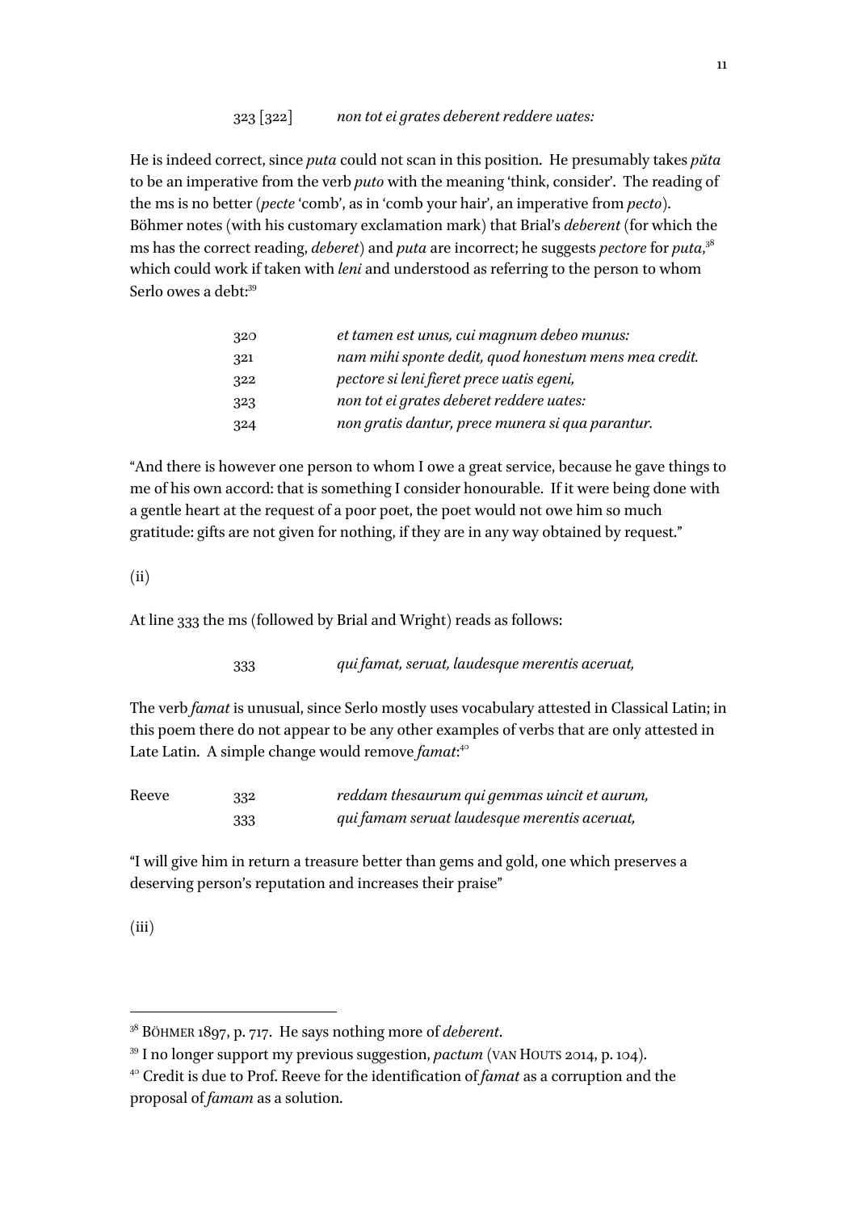323 [322] *non tot ei grates deberent reddere uates:*

He is indeed correct, since *puta* could not scan in this position. He presumably takes *pŭta* to be an imperative from the verb *puto* with the meaning 'think, consider'. The reading of the ms is no better (*pecte* 'comb', as in 'comb your hair', an imperative from *pecto*). Böhmer notes (with his customary exclamation mark) that Brial's *deberent* (for which the ms has the correct reading, *deberet*) and *puta* are incorrect; he suggests *pectore* for *puta*,[38] which could work if taken with *leni* and understood as referring to the person to whom Serlo owes a debt:[39]

| | |
|---|---|
| 320 | *et tamen est unus, cui magnum debeo munus:* |
| 321 | *nam mihi sponte dedit, quod honestum mens mea credit.* |
| 322 | *pectore si leni fieret prece uatis egeni,* |
| 323 | *non tot ei grates deberet reddere uates:* |
| 324 | *non gratis dantur, prece munera si qua parantur.* |

"And there is however one person to whom I owe a great service, because he gave things to me of his own accord: that is something I consider honourable. If it were being done with a gentle heart at the request of a poor poet, the poet would not owe him so much gratitude: gifts are not given for nothing, if they are in any way obtained by request."

(ii)

At line 333 the ms (followed by Brial and Wright) reads as follows:

333 *qui famat, seruat, laudesque merentis aceruat,*

The verb *famat* is unusual, since Serlo mostly uses vocabulary attested in Classical Latin; in this poem there do not appear to be any other examples of verbs that are only attested in Late Latin. A simple change would remove *famat*:[40]

| | | |
|---|---|---|
| Reeve | 332 | *reddam thesaurum qui gemmas uincit et aurum,* |
| | 333 | *qui famam seruat laudesque merentis aceruat,* |

"I will give him in return a treasure better than gems and gold, one which preserves a deserving person's reputation and increases their praise"

(iii)

---

[38] BÖHMER 1897, p. 717. He says nothing more of *deberent*.

[39] I no longer support my previous suggestion, *pactum* (VAN HOUTS 2014, p. 104).

[40] Credit is due to Prof. Reeve for the identification of *famat* as a corruption and the proposal of *famam* as a solution.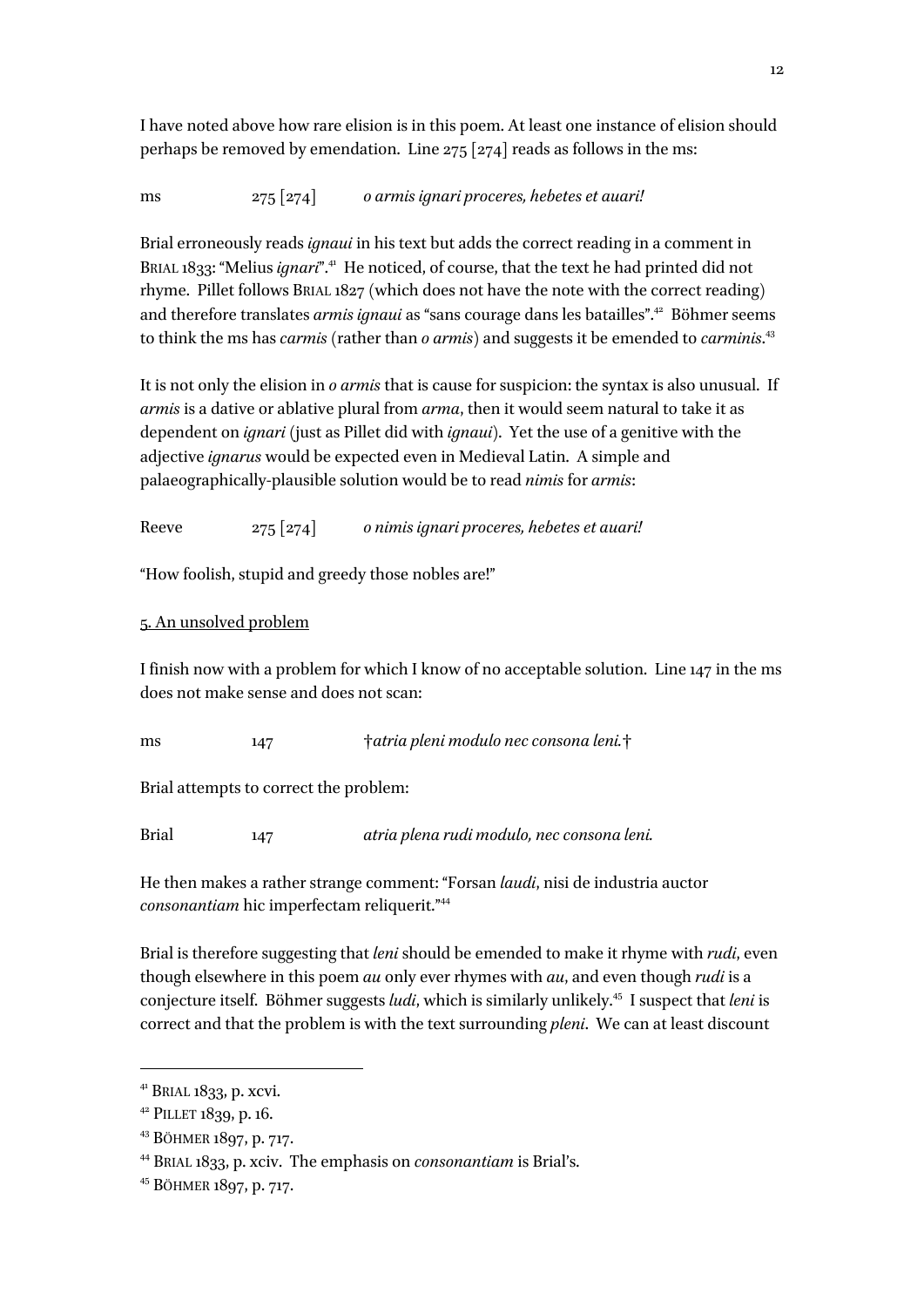I have noted above how rare elision is in this poem. At least one instance of elision should perhaps be removed by emendation. Line 275 [274] reads as follows in the ms:

ms 275 [274] *o armis ignari proceres, hebetes et auari!*

Brial erroneously reads *ignaui* in his text but adds the correct reading in a comment in BRIAL 1833: "Melius *ignari*".[41] He noticed, of course, that the text he had printed did not rhyme. Pillet follows BRIAL 1827 (which does not have the note with the correct reading) and therefore translates *armis ignaui* as "sans courage dans les batailles".[42] Böhmer seems to think the ms has *carmis* (rather than *o armis*) and suggests it be emended to *carminis*.[43]

It is not only the elision in *o armis* that is cause for suspicion: the syntax is also unusual. If *armis* is a dative or ablative plural from *arma*, then it would seem natural to take it as dependent on *ignari* (just as Pillet did with *ignaui*). Yet the use of a genitive with the adjective *ignarus* would be expected even in Medieval Latin. A simple and palaeographically-plausible solution would be to read *nimis* for *armis*:

Reeve 275 [274] *o nimis ignari proceres, hebetes et auari!*

"How foolish, stupid and greedy those nobles are!"

## 5. An unsolved problem

I finish now with a problem for which I know of no acceptable solution. Line 147 in the ms does not make sense and does not scan:

ms 147 †*atria pleni modulo nec consona leni.*†

Brial attempts to correct the problem:

Brial 147 *atria plena rudi modulo, nec consona leni.*

He then makes a rather strange comment: "Forsan *laudi*, nisi de industria auctor *consonantiam* hic imperfectam reliquerit."[44]

Brial is therefore suggesting that *leni* should be emended to make it rhyme with *rudi*, even though elsewhere in this poem *au* only ever rhymes with *au*, and even though *rudi* is a conjecture itself. Böhmer suggests *ludi*, which is similarly unlikely.[45] I suspect that *leni* is correct and that the problem is with the text surrounding *pleni*. We can at least discount

---

[41] BRIAL 1833, p. xcvi.

[42] PILLET 1839, p. 16.

[43] BÖHMER 1897, p. 717.

[44] BRIAL 1833, p. xciv. The emphasis on *consonantiam* is Brial's.

[45] BÖHMER 1897, p. 717.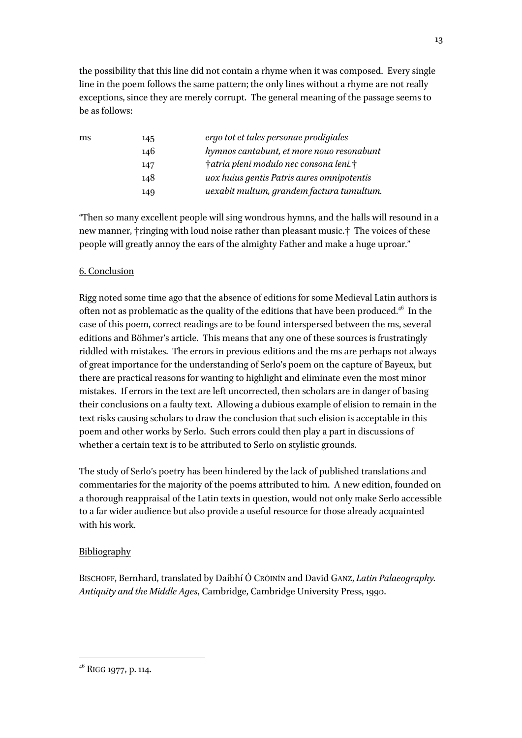the possibility that this line did not contain a rhyme when it was composed. Every single line in the poem follows the same pattern; the only lines without a rhyme are not really exceptions, since they are merely corrupt. The general meaning of the passage seems to be as follows:

| ms | 145 | *ergo tot et tales personae prodigiales* |
|---|---|---|
| | 146 | *hymnos cantabunt, et more nouo resonabunt* |
| | 147 | *†atria pleni modulo nec consona leni.†* |
| | 148 | *uox huius gentis Patris aures omnipotentis* |
| | 149 | *uexabit multum, grandem factura tumultum.* |

"Then so many excellent people will sing wondrous hymns, and the halls will resound in a new manner, †ringing with loud noise rather than pleasant music.† The voices of these people will greatly annoy the ears of the almighty Father and make a huge uproar."

## 6. Conclusion

Rigg noted some time ago that the absence of editions for some Medieval Latin authors is often not as problematic as the quality of the editions that have been produced.[46] In the case of this poem, correct readings are to be found interspersed between the ms, several editions and Böhmer's article. This means that any one of these sources is frustratingly riddled with mistakes. The errors in previous editions and the ms are perhaps not always of great importance for the understanding of Serlo's poem on the capture of Bayeux, but there are practical reasons for wanting to highlight and eliminate even the most minor mistakes. If errors in the text are left uncorrected, then scholars are in danger of basing their conclusions on a faulty text. Allowing a dubious example of elision to remain in the text risks causing scholars to draw the conclusion that such elision is acceptable in this poem and other works by Serlo. Such errors could then play a part in discussions of whether a certain text is to be attributed to Serlo on stylistic grounds.

The study of Serlo's poetry has been hindered by the lack of published translations and commentaries for the majority of the poems attributed to him. A new edition, founded on a thorough reappraisal of the Latin texts in question, would not only make Serlo accessible to a far wider audience but also provide a useful resource for those already acquainted with his work.

## Bibliography

BISCHOFF, Bernhard, translated by Daíbhí Ó CRÓINÍN and David GANZ, *Latin Palaeography. Antiquity and the Middle Ages*, Cambridge, Cambridge University Press, 1990.

[46] RIGG 1977, p. 114.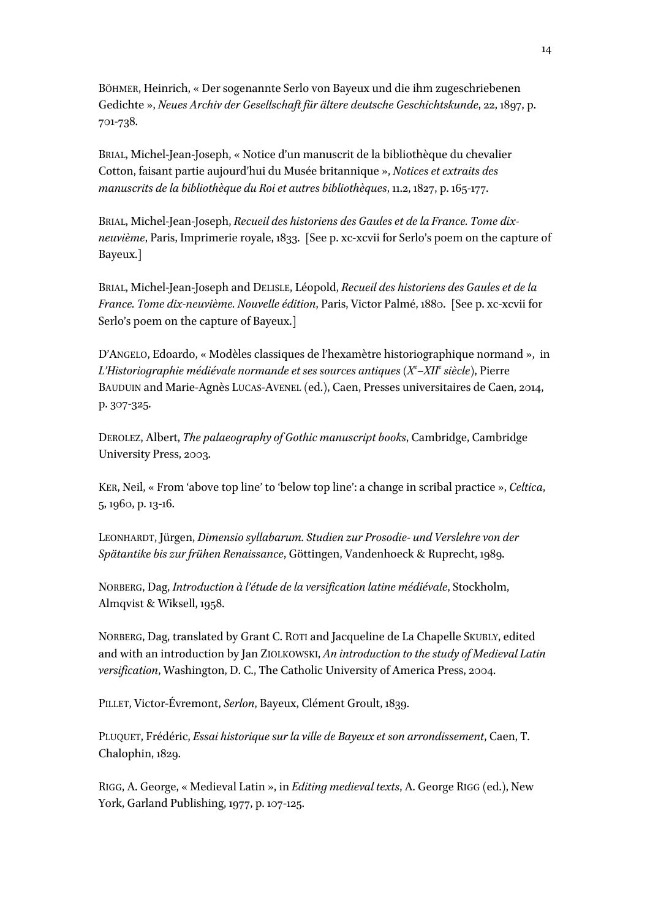BÖHMER, Heinrich, « Der sogenannte Serlo von Bayeux und die ihm zugeschriebenen Gedichte », *Neues Archiv der Gesellschaft für ältere deutsche Geschichtskunde*, 22, 1897, p. 701-738.

BRIAL, Michel-Jean-Joseph, « Notice d'un manuscrit de la bibliothèque du chevalier Cotton, faisant partie aujourd'hui du Musée britannique », *Notices et extraits des manuscrits de la bibliothèque du Roi et autres bibliothèques*, 11.2, 1827, p. 165-177.

BRIAL, Michel-Jean-Joseph, *Recueil des historiens des Gaules et de la France. Tome dix-neuvième*, Paris, Imprimerie royale, 1833. [See p. xc-xcvii for Serlo's poem on the capture of Bayeux.]

BRIAL, Michel-Jean-Joseph and DELISLE, Léopold, *Recueil des historiens des Gaules et de la France. Tome dix-neuvième. Nouvelle édition*, Paris, Victor Palmé, 1880. [See p. xc-xcvii for Serlo's poem on the capture of Bayeux.]

D'ANGELO, Edoardo, « Modèles classiques de l'hexamètre historiographique normand », in *L'Historiographie médiévale normande et ses sources antiques (Xe–XIIe siècle)*, Pierre BAUDUIN and Marie-Agnès LUCAS-AVENEL (ed.), Caen, Presses universitaires de Caen, 2014, p. 307-325.

DEROLEZ, Albert, *The palaeography of Gothic manuscript books*, Cambridge, Cambridge University Press, 2003.

KER, Neil, « From 'above top line' to 'below top line': a change in scribal practice », *Celtica*, 5, 1960, p. 13-16.

LEONHARDT, Jürgen, *Dimensio syllabarum. Studien zur Prosodie- und Verslehre von der Spätantike bis zur frühen Renaissance*, Göttingen, Vandenhoeck & Ruprecht, 1989.

NORBERG, Dag, *Introduction à l'étude de la versification latine médiévale*, Stockholm, Almqvist & Wiksell, 1958.

NORBERG, Dag, translated by Grant C. ROTI and Jacqueline de La Chapelle SKUBLY, edited and with an introduction by Jan ZIOLKOWSKI, *An introduction to the study of Medieval Latin versification*, Washington, D. C., The Catholic University of America Press, 2004.

PILLET, Victor-Évremont, *Serlon*, Bayeux, Clément Groult, 1839.

PLUQUET, Frédéric, *Essai historique sur la ville de Bayeux et son arrondissement*, Caen, T. Chalophin, 1829.

RIGG, A. George, « Medieval Latin », in *Editing medieval texts*, A. George RIGG (ed.), New York, Garland Publishing, 1977, p. 107-125.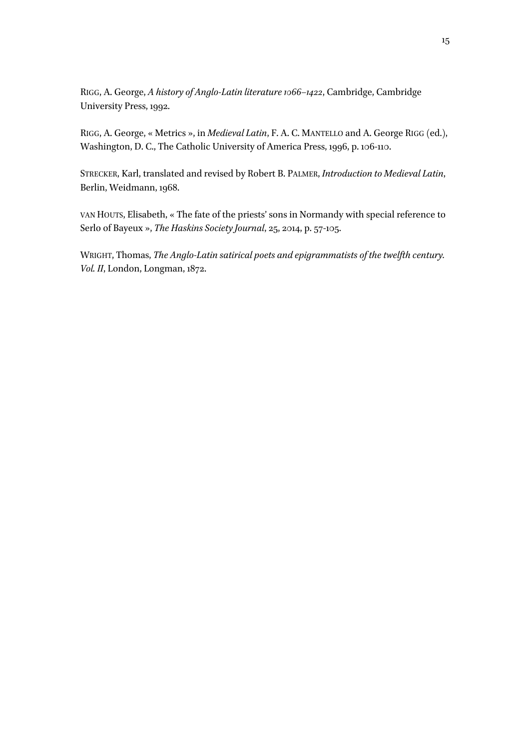RIGG, A. George, *A history of Anglo-Latin literature 1066–1422*, Cambridge, Cambridge University Press, 1992.

RIGG, A. George, « Metrics », in *Medieval Latin*, F. A. C. MANTELLO and A. George RIGG (ed.), Washington, D. C., The Catholic University of America Press, 1996, p. 106-110.

STRECKER, Karl, translated and revised by Robert B. PALMER, *Introduction to Medieval Latin*, Berlin, Weidmann, 1968.

VAN HOUTS, Elisabeth, « The fate of the priests' sons in Normandy with special reference to Serlo of Bayeux », *The Haskins Society Journal*, 25, 2014, p. 57-105.

WRIGHT, Thomas, *The Anglo-Latin satirical poets and epigrammatists of the twelfth century. Vol. II*, London, Longman, 1872.